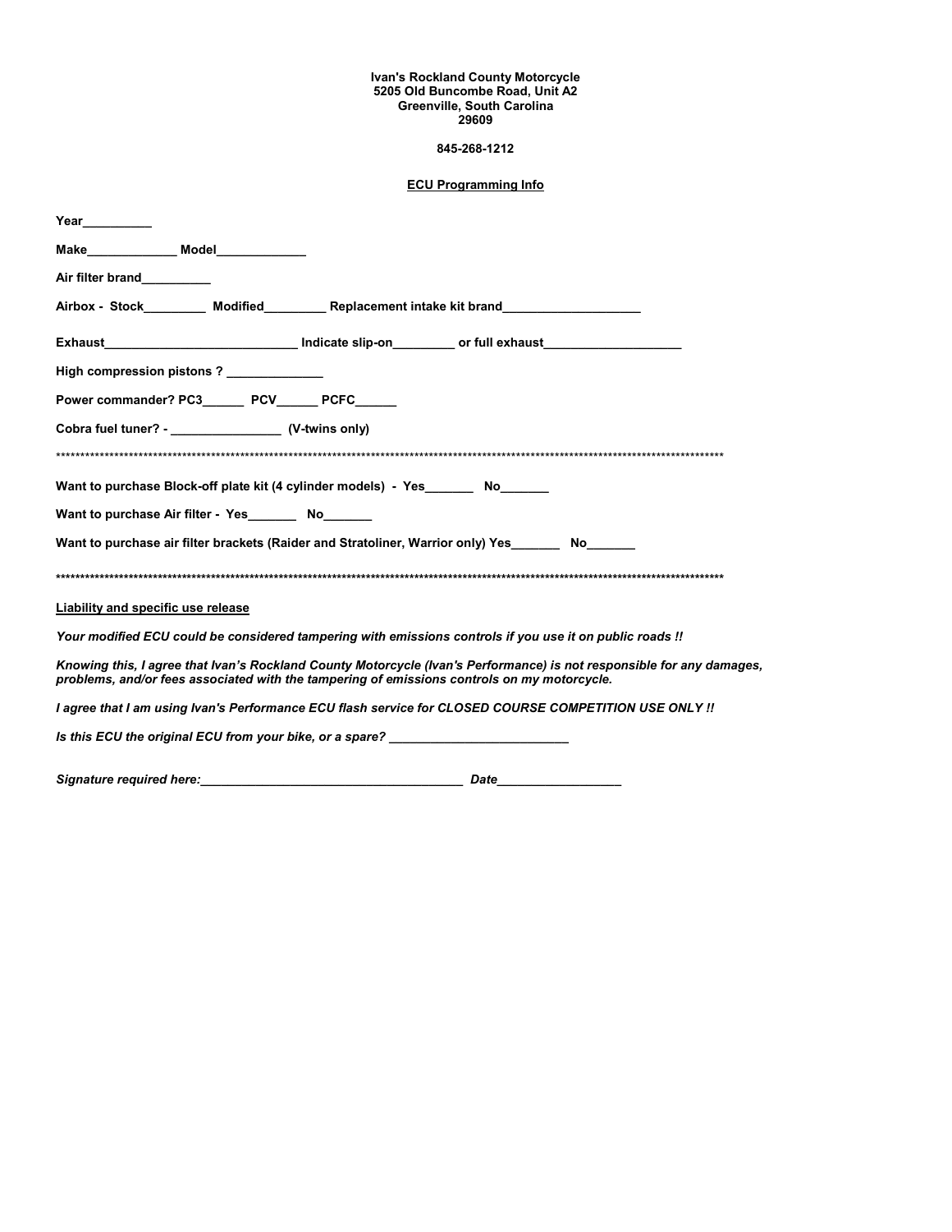**Ivan's Rockland County Motorcycle**
**5205 Old Buncombe Road, Unit A2**
**Greenville, South Carolina**
**29609**

**845-268-1212**

## ECU Programming Info

**Year__________**

**Make_____________ Model_____________**

**Air filter brand__________**

**Airbox - Stock_________ Modified_________ Replacement intake kit brand____________________**

**Exhaust____________________________ Indicate slip-on_________ or full exhaust____________________**

**High compression pistons ? ______________**

**Power commander? PC3______ PCV______ PCFC______**

**Cobra fuel tuner? - ________________ (V-twins only)**

*************************************************************************************************************************************

**Want to purchase Block-off plate kit (4 cylinder models) - Yes_______ No_______**

**Want to purchase Air filter - Yes_______ No_______**

**Want to purchase air filter brackets (Raider and Stratoliner, Warrior only) Yes_______ No_______**

*************************************************************************************************************************************

**Liability and specific use release**

***Your modified ECU could be considered tampering with emissions controls if you use it on public roads !!***

***Knowing this, I agree that Ivan's Rockland County Motorcycle (Ivan's Performance) is not responsible for any damages, problems, and/or fees associated with the tampering of emissions controls on my motorcycle.***

***I agree that I am using Ivan's Performance ECU flash service for CLOSED COURSE COMPETITION USE ONLY !!***

***Is this ECU the original ECU from your bike, or a spare? __________________________***

***Signature required here:_______________________________________ Date__________________***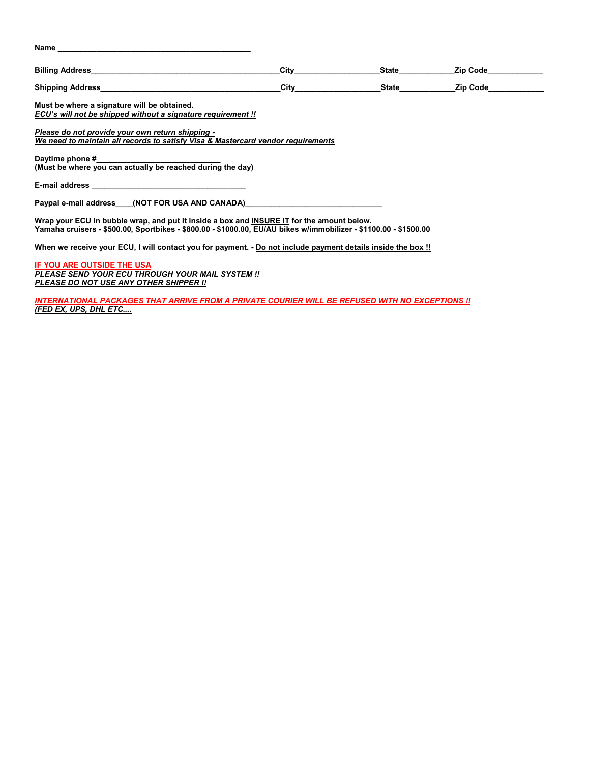**Name** ____________________________________________

**Billing Address**__________________________________________**City**___________________**State**____________**Zip Code**____________

**Shipping Address**_________________________________________**City**___________________**State**____________**Zip Code**____________

**Must be where a signature will be obtained.**
***ECU's will not be shipped without a signature requirement !!***

***Please do not provide your own return shipping -***
***We need to maintain all records to satisfy Visa & Mastercard vendor requirements***

**Daytime phone #**____________________________
**(Must be where you can actually be reached during the day)**

**E-mail address** ___________________________________

**Paypal e-mail address____(NOT FOR USA AND CANADA)**_______________________________

**Wrap your ECU in bubble wrap, and put it inside a box and INSURE IT for the amount below.**
**Yamaha cruisers - $500.00, Sportbikes - $800.00 - $1000.00, EU/AU bikes w/immobilizer - $1100.00 - $1500.00**

**When we receive your ECU, I will contact you for payment. - Do not include payment details inside the box !!**

**IF YOU ARE OUTSIDE THE USA**
***PLEASE SEND YOUR ECU THROUGH YOUR MAIL SYSTEM !!***
***PLEASE DO NOT USE ANY OTHER SHIPPER !!***

***INTERNATIONAL PACKAGES THAT ARRIVE FROM A PRIVATE COURIER WILL BE REFUSED WITH NO EXCEPTIONS !!***
***(FED EX, UPS, DHL ETC....***